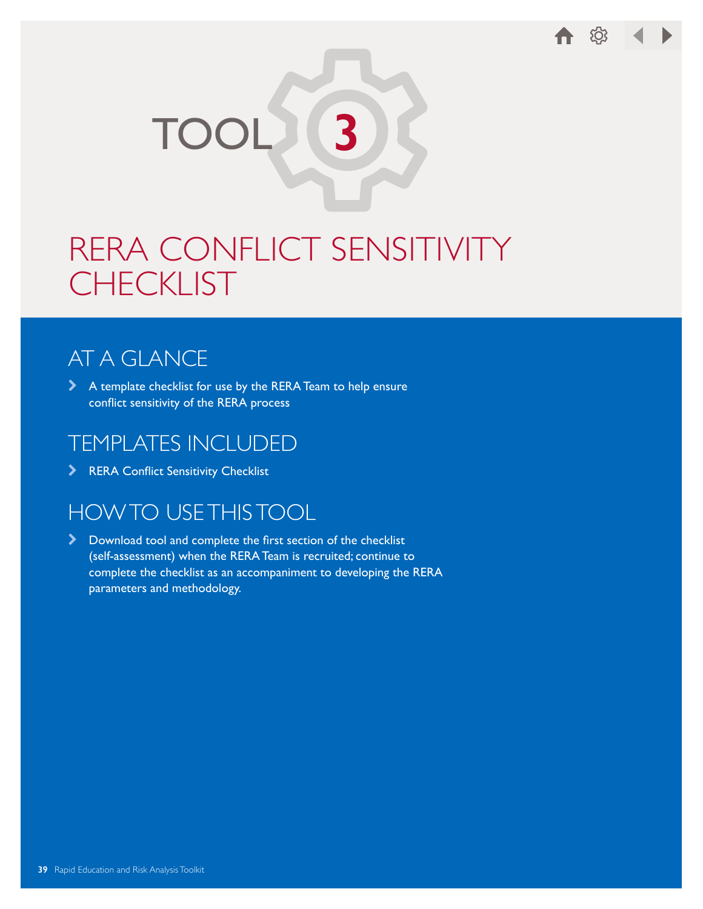# TOOL 3

# RERA CONFLICT SENSITIVITY CHECKLIST

## AT A GLANCE

- A template checklist for use by the RERA Team to help ensure conflict sensitivity of the RERA process

## TEMPLATES INCLUDED

- RERA Conflict Sensitivity Checklist

## HOW TO USE THIS TOOL

- Download tool and complete the first section of the checklist (self-assessment) when the RERA Team is recruited; continue to complete the checklist as an accompaniment to developing the RERA parameters and methodology.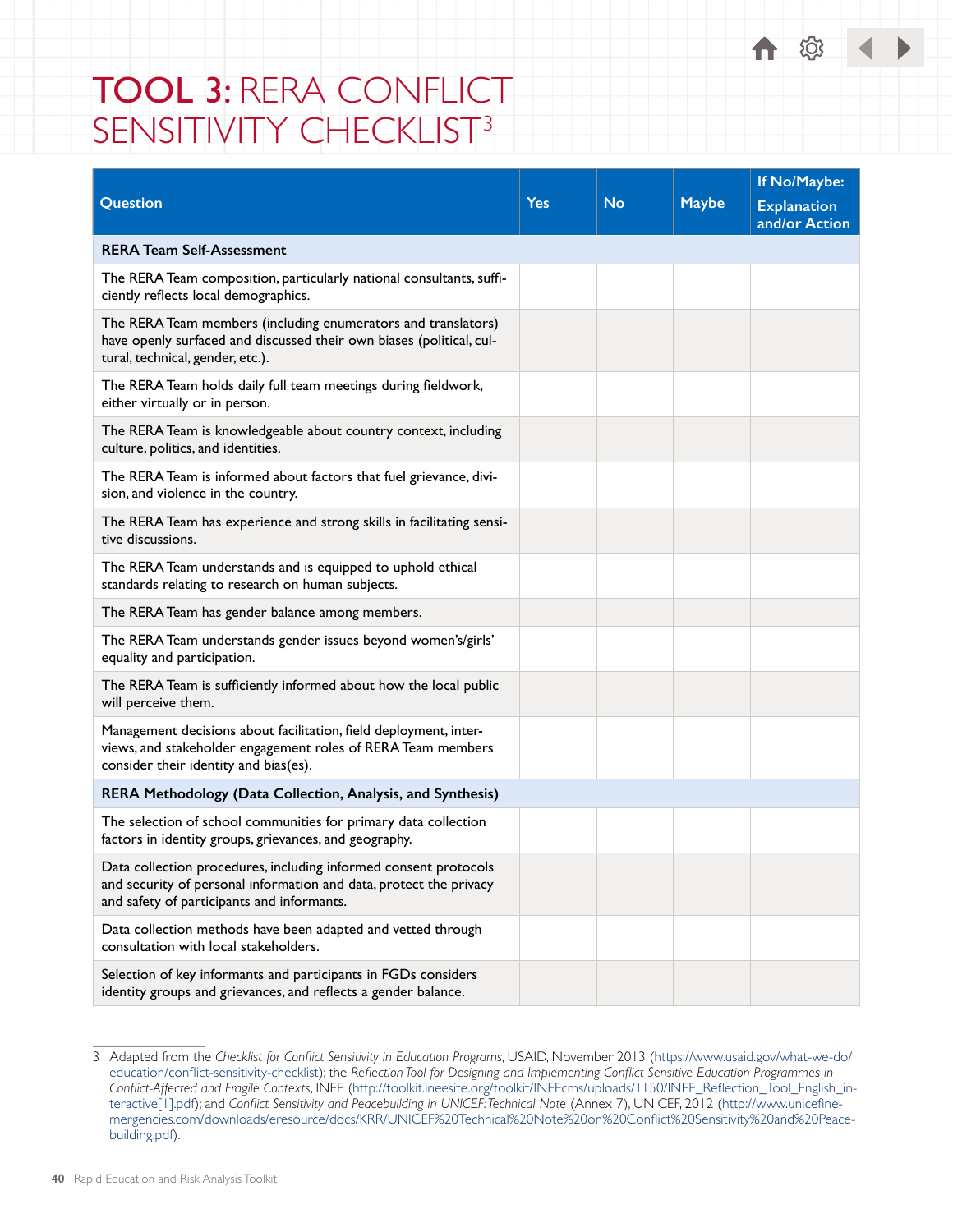# TOOL 3: RERA CONFLICT SENSITIVITY CHECKLIST[3]

| Question | Yes | No | Maybe | If No/Maybe: Explanation and/or Action |
|---|---|---|---|---|
| **RERA Team Self-Assessment** | | | | |
| The RERA Team composition, particularly national consultants, sufficiently reflects local demographics. | | | | |
| The RERA Team members (including enumerators and translators) have openly surfaced and discussed their own biases (political, cultural, technical, gender, etc.). | | | | |
| The RERA Team holds daily full team meetings during fieldwork, either virtually or in person. | | | | |
| The RERA Team is knowledgeable about country context, including culture, politics, and identities. | | | | |
| The RERA Team is informed about factors that fuel grievance, division, and violence in the country. | | | | |
| The RERA Team has experience and strong skills in facilitating sensitive discussions. | | | | |
| The RERA Team understands and is equipped to uphold ethical standards relating to research on human subjects. | | | | |
| The RERA Team has gender balance among members. | | | | |
| The RERA Team understands gender issues beyond women's/girls' equality and participation. | | | | |
| The RERA Team is sufficiently informed about how the local public will perceive them. | | | | |
| Management decisions about facilitation, field deployment, interviews, and stakeholder engagement roles of RERA Team members consider their identity and bias(es). | | | | |
| **RERA Methodology (Data Collection, Analysis, and Synthesis)** | | | | |
| The selection of school communities for primary data collection factors in identity groups, grievances, and geography. | | | | |
| Data collection procedures, including informed consent protocols and security of personal information and data, protect the privacy and safety of participants and informants. | | | | |
| Data collection methods have been adapted and vetted through consultation with local stakeholders. | | | | |
| Selection of key informants and participants in FGDs considers identity groups and grievances, and reflects a gender balance. | | | | |

3 Adapted from the *Checklist for Conflict Sensitivity in Education Programs*, USAID, November 2013 (https://www.usaid.gov/what-we-do/education/conflict-sensitivity-checklist); the *Reflection Tool for Designing and Implementing Conflict Sensitive Education Programmes in Conflict-Affected and Fragile Contexts*, INEE (http://toolkit.ineesite.org/toolkit/INEEcms/uploads/1150/INEE_Reflection_Tool_English_interactive[1].pdf); and *Conflict Sensitivity and Peacebuilding in UNICEF: Technical Note* (Annex 7), UNICEF, 2012 (http://www.unicefinemergencies.com/downloads/eresource/docs/KRR/UNICEF%20Technical%20Note%20on%20Conflict%20Sensitivity%20and%20Peacebuilding.pdf).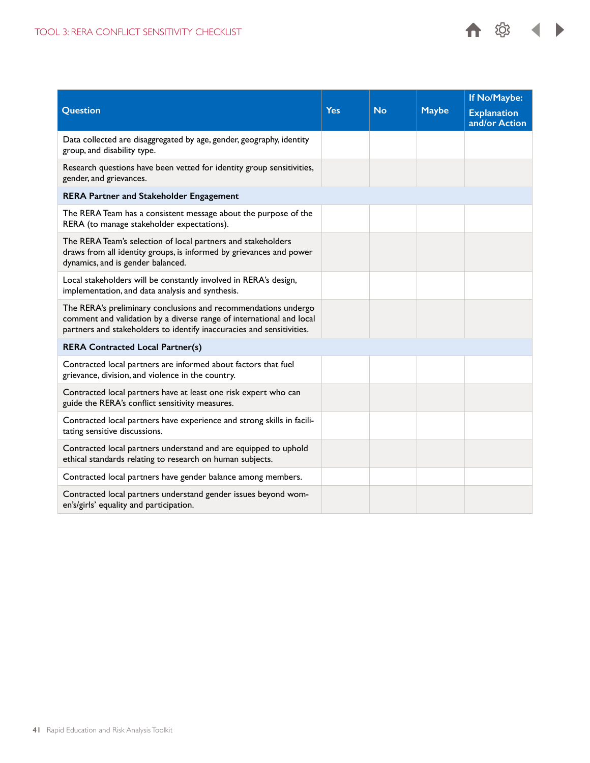| Question | Yes | No | Maybe | If No/Maybe: Explanation and/or Action |
|---|---|---|---|---|
| Data collected are disaggregated by age, gender, geography, identity group, and disability type. | | | | |
| Research questions have been vetted for identity group sensitivities, gender, and grievances. | | | | |
| **RERA Partner and Stakeholder Engagement** | | | | |
| The RERA Team has a consistent message about the purpose of the RERA (to manage stakeholder expectations). | | | | |
| The RERA Team's selection of local partners and stakeholders draws from all identity groups, is informed by grievances and power dynamics, and is gender balanced. | | | | |
| Local stakeholders will be constantly involved in RERA's design, implementation, and data analysis and synthesis. | | | | |
| The RERA's preliminary conclusions and recommendations undergo comment and validation by a diverse range of international and local partners and stakeholders to identify inaccuracies and sensitivities. | | | | |
| **RERA Contracted Local Partner(s)** | | | | |
| Contracted local partners are informed about factors that fuel grievance, division, and violence in the country. | | | | |
| Contracted local partners have at least one risk expert who can guide the RERA's conflict sensitivity measures. | | | | |
| Contracted local partners have experience and strong skills in facilitating sensitive discussions. | | | | |
| Contracted local partners understand and are equipped to uphold ethical standards relating to research on human subjects. | | | | |
| Contracted local partners have gender balance among members. | | | | |
| Contracted local partners understand gender issues beyond women's/girls' equality and participation. | | | | |